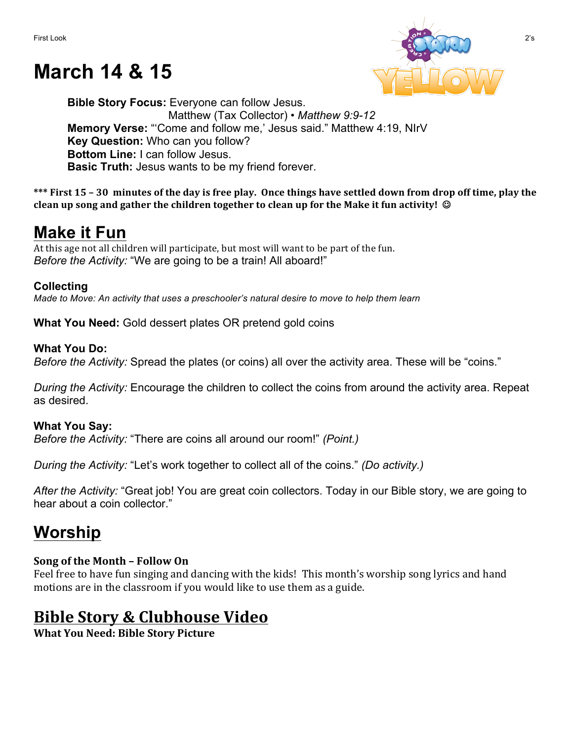# March 14 & 15

**Bible Story Focus:** Everyone can follow Jesus.
Matthew (Tax Collector) • *Matthew 9:9-12*
**Memory Verse:** "'Come and follow me,' Jesus said." Matthew 4:19, NIrV
**Key Question:** Who can you follow?
**Bottom Line:** I can follow Jesus.
**Basic Truth:** Jesus wants to be my friend forever.

**\*\*\* First 15 – 30 minutes of the day is free play. Once things have settled down from drop off time, play the clean up song and gather the children together to clean up for the Make it fun activity! ☺**

## Make it Fun

At this age not all children will participate, but most will want to be part of the fun.
*Before the Activity:* "We are going to be a train! All aboard!"

### Collecting

*Made to Move: An activity that uses a preschooler's natural desire to move to help them learn*

**What You Need:** Gold dessert plates OR pretend gold coins

**What You Do:**
*Before the Activity:* Spread the plates (or coins) all over the activity area. These will be "coins."

*During the Activity:* Encourage the children to collect the coins from around the activity area. Repeat as desired.

**What You Say:**
*Before the Activity:* "There are coins all around our room!" *(Point.)*

*During the Activity:* "Let's work together to collect all of the coins." *(Do activity.)*

*After the Activity:* "Great job! You are great coin collectors. Today in our Bible story, we are going to hear about a coin collector."

## Worship

**Song of the Month – Follow On**
Feel free to have fun singing and dancing with the kids! This month's worship song lyrics and hand motions are in the classroom if you would like to use them as a guide.

## Bible Story & Clubhouse Video

**What You Need: Bible Story Picture**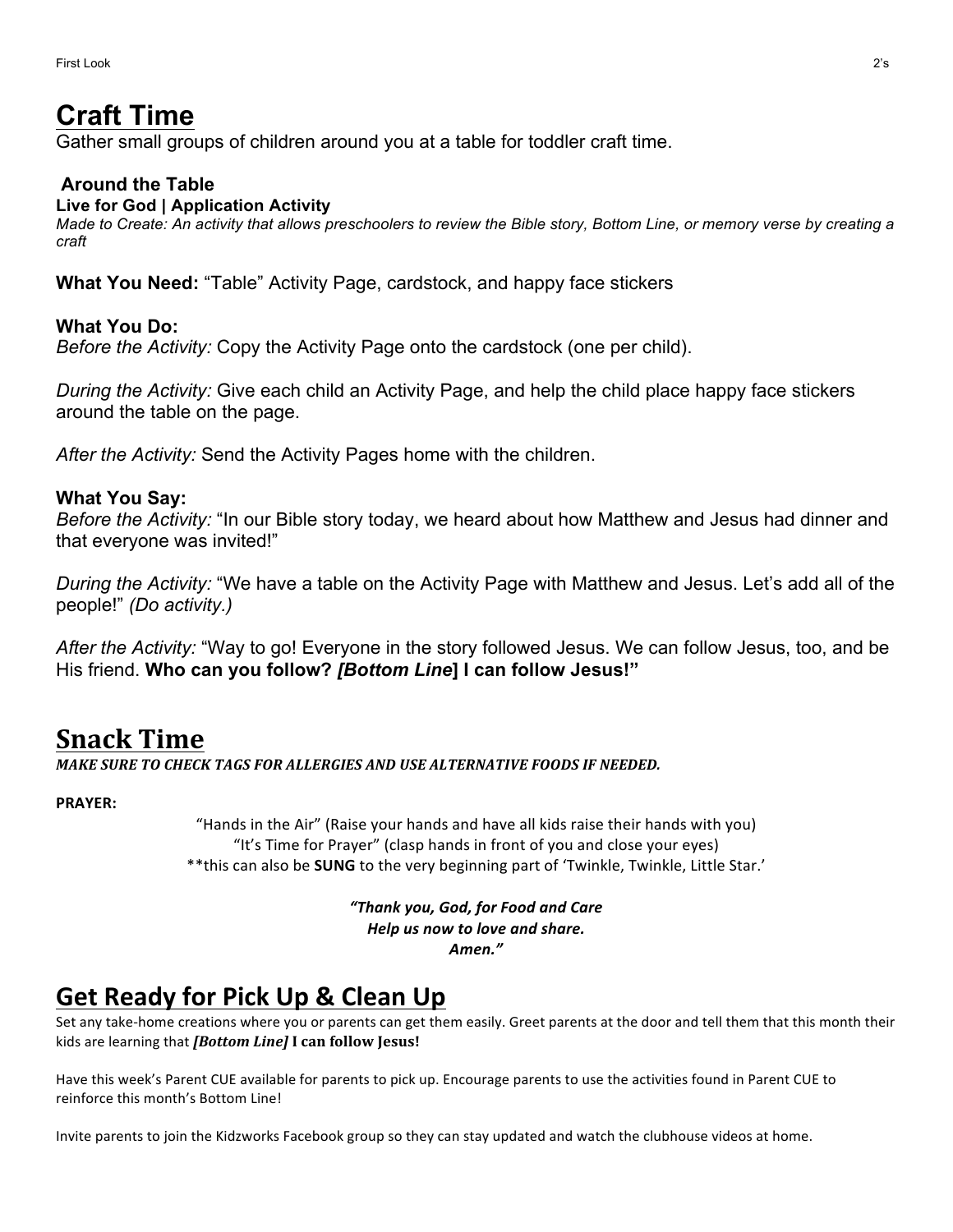# Craft Time

Gather small groups of children around you at a table for toddler craft time.

### Around the Table

**Live for God | Application Activity**

*Made to Create: An activity that allows preschoolers to review the Bible story, Bottom Line, or memory verse by creating a craft*

**What You Need:** "Table" Activity Page, cardstock, and happy face stickers

**What You Do:**

*Before the Activity:* Copy the Activity Page onto the cardstock (one per child).

*During the Activity:* Give each child an Activity Page, and help the child place happy face stickers around the table on the page.

*After the Activity:* Send the Activity Pages home with the children.

**What You Say:**

*Before the Activity:* "In our Bible story today, we heard about how Matthew and Jesus had dinner and that everyone was invited!"

*During the Activity:* "We have a table on the Activity Page with Matthew and Jesus. Let's add all of the people!" *(Do activity.)*

*After the Activity:* "Way to go! Everyone in the story followed Jesus. We can follow Jesus, too, and be His friend. **Who can you follow? *[Bottom Line*] I can follow Jesus!"**

# Snack Time

***MAKE SURE TO CHECK TAGS FOR ALLERGIES AND USE ALTERNATIVE FOODS IF NEEDED.***

**PRAYER:**

"Hands in the Air" (Raise your hands and have all kids raise their hands with you)
"It's Time for Prayer" (clasp hands in front of you and close your eyes)
**this can also be **SUNG** to the very beginning part of 'Twinkle, Twinkle, Little Star.'

***"Thank you, God, for Food and Care***
***Help us now to love and share.***
***Amen."***

# Get Ready for Pick Up & Clean Up

Set any take-home creations where you or parents can get them easily. Greet parents at the door and tell them that this month their kids are learning that ***[Bottom Line]* I can follow Jesus!**

Have this week's Parent CUE available for parents to pick up. Encourage parents to use the activities found in Parent CUE to reinforce this month's Bottom Line!

Invite parents to join the Kidzworks Facebook group so they can stay updated and watch the clubhouse videos at home.